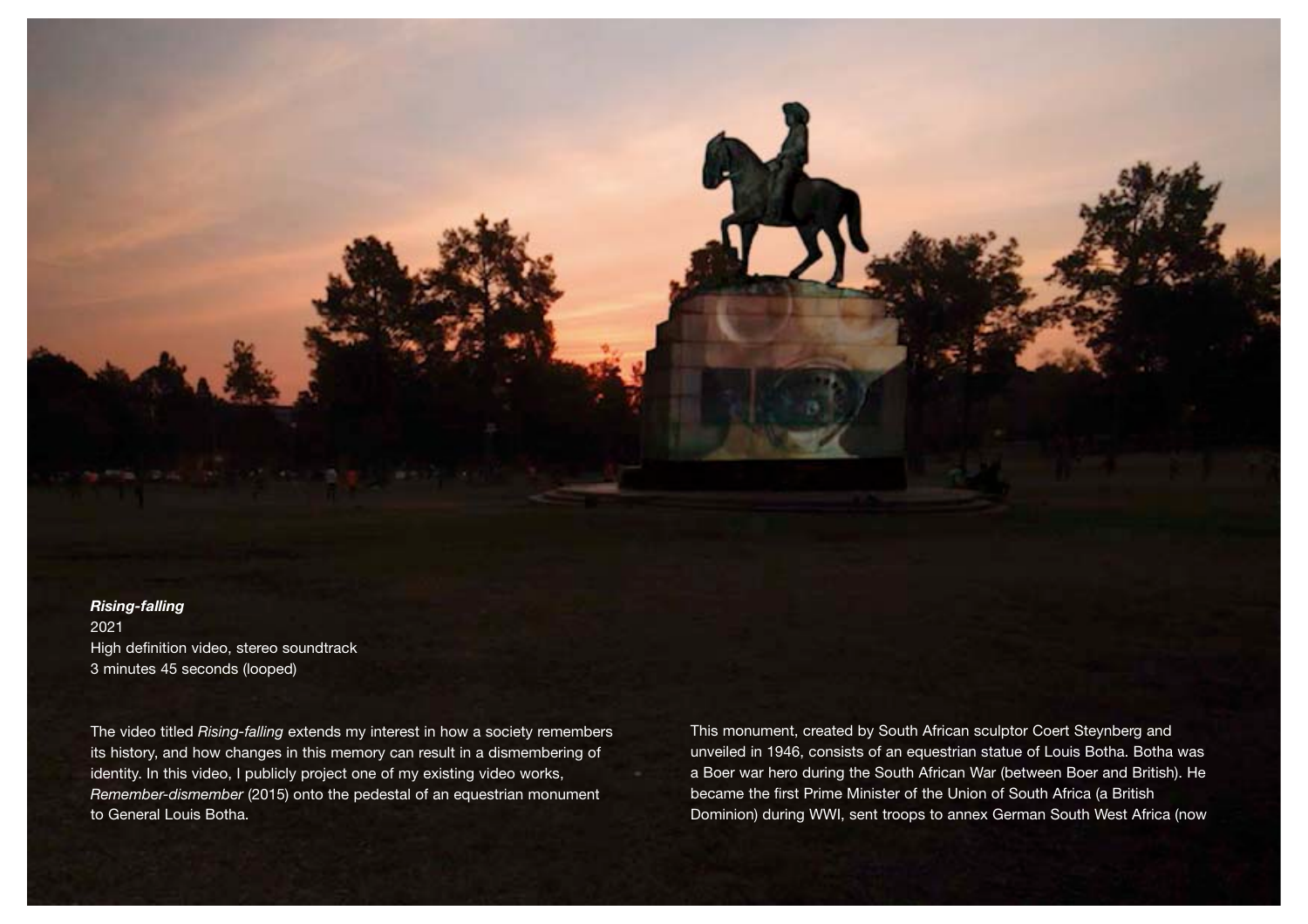***Rising-falling***
2021
High definition video, stereo soundtrack
3 minutes 45 seconds (looped)

The video titled *Rising-falling* extends my interest in how a society remembers its history, and how changes in this memory can result in a dismembering of identity. In this video, I publicly project one of my existing video works, *Remember-dismember* (2015) onto the pedestal of an equestrian monument to General Louis Botha.

This monument, created by South African sculptor Coert Steynberg and unveiled in 1946, consists of an equestrian statue of Louis Botha. Botha was a Boer war hero during the South African War (between Boer and British). He became the first Prime Minister of the Union of South Africa (a British Dominion) during WWI, sent troops to annex German South West Africa (now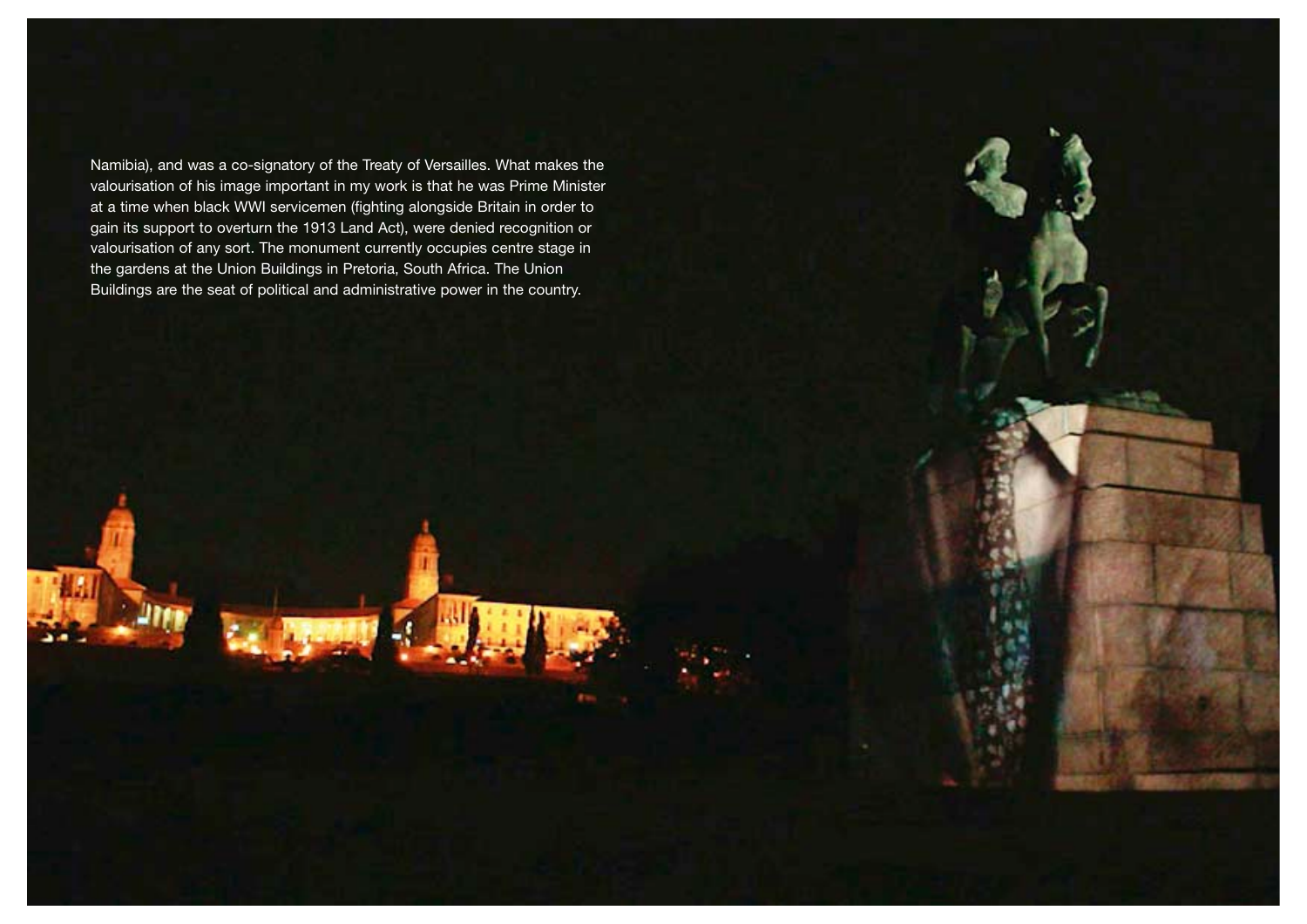Namibia), and was a co-signatory of the Treaty of Versailles. What makes the valourisation of his image important in my work is that he was Prime Minister at a time when black WWI servicemen (fighting alongside Britain in order to gain its support to overturn the 1913 Land Act), were denied recognition or valourisation of any sort. The monument currently occupies centre stage in the gardens at the Union Buildings in Pretoria, South Africa. The Union Buildings are the seat of political and administrative power in the country.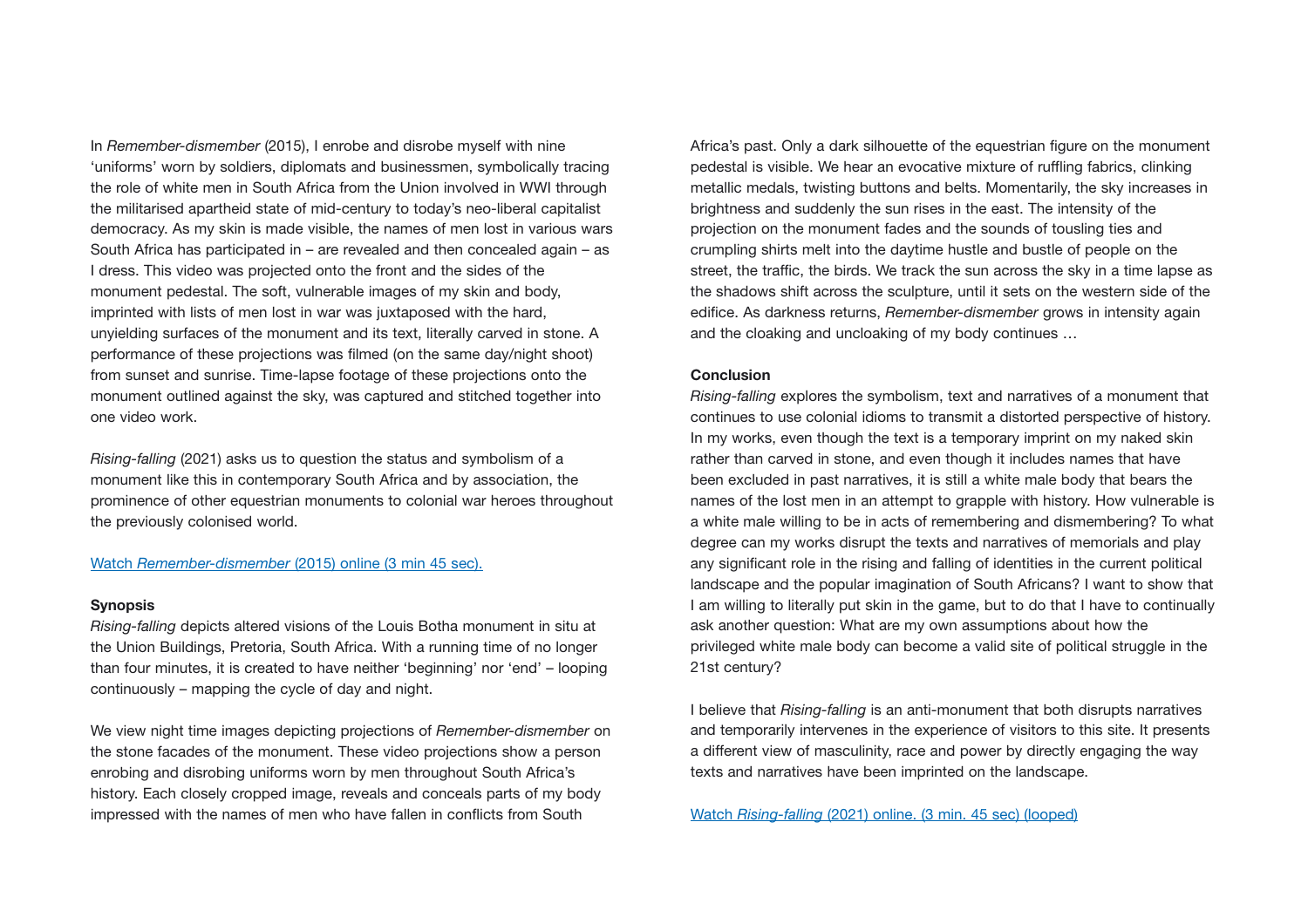In *Remember-dismember* (2015), I enrobe and disrobe myself with nine 'uniforms' worn by soldiers, diplomats and businessmen, symbolically tracing the role of white men in South Africa from the Union involved in WWI through the militarised apartheid state of mid-century to today's neo-liberal capitalist democracy. As my skin is made visible, the names of men lost in various wars South Africa has participated in – are revealed and then concealed again – as I dress. This video was projected onto the front and the sides of the monument pedestal. The soft, vulnerable images of my skin and body, imprinted with lists of men lost in war was juxtaposed with the hard, unyielding surfaces of the monument and its text, literally carved in stone. A performance of these projections was filmed (on the same day/night shoot) from sunset and sunrise. Time-lapse footage of these projections onto the monument outlined against the sky, was captured and stitched together into one video work.

*Rising-falling* (2021) asks us to question the status and symbolism of a monument like this in contemporary South Africa and by association, the prominence of other equestrian monuments to colonial war heroes throughout the previously colonised world.

Watch *Remember-dismember* (2015) online (3 min 45 sec).

**Synopsis**

*Rising-falling* depicts altered visions of the Louis Botha monument in situ at the Union Buildings, Pretoria, South Africa. With a running time of no longer than four minutes, it is created to have neither 'beginning' nor 'end' – looping continuously – mapping the cycle of day and night.

We view night time images depicting projections of *Remember-dismember* on the stone facades of the monument. These video projections show a person enrobing and disrobing uniforms worn by men throughout South Africa's history. Each closely cropped image, reveals and conceals parts of my body impressed with the names of men who have fallen in conflicts from South Africa's past. Only a dark silhouette of the equestrian figure on the monument pedestal is visible. We hear an evocative mixture of ruffling fabrics, clinking metallic medals, twisting buttons and belts. Momentarily, the sky increases in brightness and suddenly the sun rises in the east. The intensity of the projection on the monument fades and the sounds of tousling ties and crumpling shirts melt into the daytime hustle and bustle of people on the street, the traffic, the birds. We track the sun across the sky in a time lapse as the shadows shift across the sculpture, until it sets on the western side of the edifice. As darkness returns, *Remember-dismember* grows in intensity again and the cloaking and uncloaking of my body continues …

**Conclusion**

*Rising-falling* explores the symbolism, text and narratives of a monument that continues to use colonial idioms to transmit a distorted perspective of history. In my works, even though the text is a temporary imprint on my naked skin rather than carved in stone, and even though it includes names that have been excluded in past narratives, it is still a white male body that bears the names of the lost men in an attempt to grapple with history. How vulnerable is a white male willing to be in acts of remembering and dismembering? To what degree can my works disrupt the texts and narratives of memorials and play any significant role in the rising and falling of identities in the current political landscape and the popular imagination of South Africans? I want to show that I am willing to literally put skin in the game, but to do that I have to continually ask another question: What are my own assumptions about how the privileged white male body can become a valid site of political struggle in the 21st century?

I believe that *Rising-falling* is an anti-monument that both disrupts narratives and temporarily intervenes in the experience of visitors to this site. It presents a different view of masculinity, race and power by directly engaging the way texts and narratives have been imprinted on the landscape.

Watch *Rising-falling* (2021) online. (3 min. 45 sec) (looped)